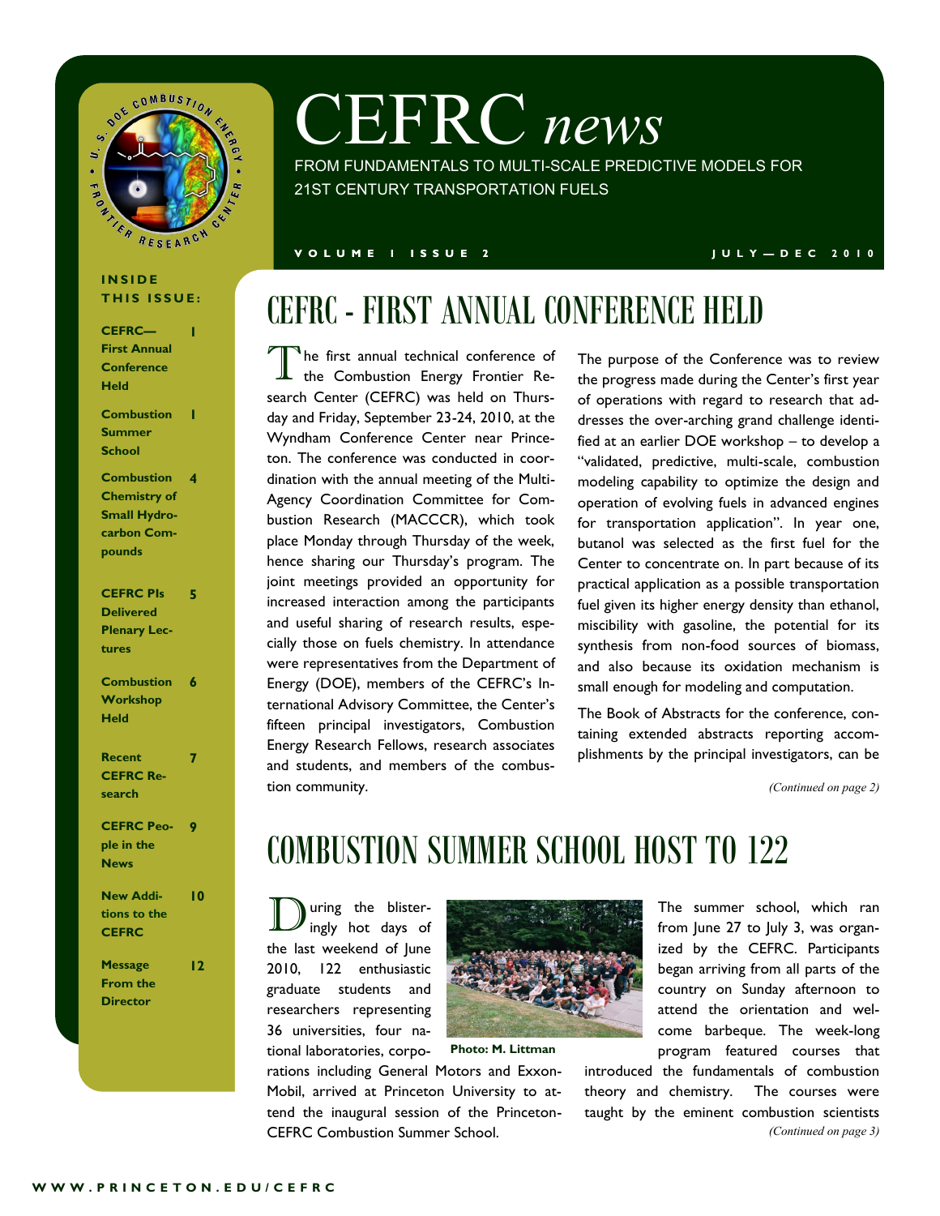# CEFRC *news*

FROM FUNDAMENTALS TO MULTI-SCALE PREDICTIVE MODELS FOR 21ST CENTURY TRANSPORTATION FUELS

VOLUME 1 ISSUE 2 — JULY—DEC 2010

**INSIDE THIS ISSUE:**

| | |
|---|---|
| CEFRC—First Annual Conference Held | 1 |
| Combustion Summer School | 1 |
| Combustion Chemistry of Small Hydrocarbon Compounds | 4 |
| CEFRC PIs Delivered Plenary Lectures | 5 |
| Combustion Workshop Held | 6 |
| Recent CEFRC Research | 7 |
| CEFRC People in the News | 9 |
| New Additions to the CEFRC | 10 |
| Message From the Director | 12 |

## CEFRC - FIRST ANNUAL CONFERENCE HELD

The first annual technical conference of the Combustion Energy Frontier Research Center (CEFRC) was held on Thursday and Friday, September 23-24, 2010, at the Wyndham Conference Center near Princeton. The conference was conducted in coordination with the annual meeting of the Multi-Agency Coordination Committee for Combustion Research (MACCCR), which took place Monday through Thursday of the week, hence sharing our Thursday's program. The joint meetings provided an opportunity for increased interaction among the participants and useful sharing of research results, especially those on fuels chemistry. In attendance were representatives from the Department of Energy (DOE), members of the CEFRC's International Advisory Committee, the Center's fifteen principal investigators, Combustion Energy Research Fellows, research associates and students, and members of the combustion community.

The purpose of the Conference was to review the progress made during the Center's first year of operations with regard to research that addresses the over-arching grand challenge identified at an earlier DOE workshop – to develop a "validated, predictive, multi-scale, combustion modeling capability to optimize the design and operation of evolving fuels in advanced engines for transportation application". In year one, butanol was selected as the first fuel for the Center to concentrate on. In part because of its practical application as a possible transportation fuel given its higher energy density than ethanol, miscibility with gasoline, the potential for its synthesis from non-food sources of biomass, and also because its oxidation mechanism is small enough for modeling and computation.

The Book of Abstracts for the conference, containing extended abstracts reporting accomplishments by the principal investigators, can be

*(Continued on page 2)*

## COMBUSTION SUMMER SCHOOL HOST TO 122

During the blisteringly hot days of the last weekend of June 2010, 122 enthusiastic graduate students and researchers representing 36 universities, four national laboratories, corporations including General Motors and ExxonMobil, arrived at Princeton University to attend the inaugural session of the Princeton-CEFRC Combustion Summer School.

**Photo: M. Littman**

The summer school, which ran from June 27 to July 3, was organized by the CEFRC. Participants began arriving from all parts of the country on Sunday afternoon to attend the orientation and welcome barbeque. The week-long program featured courses that introduced the fundamentals of combustion theory and chemistry. The courses were taught by the eminent combustion scientists

*(Continued on page 3)*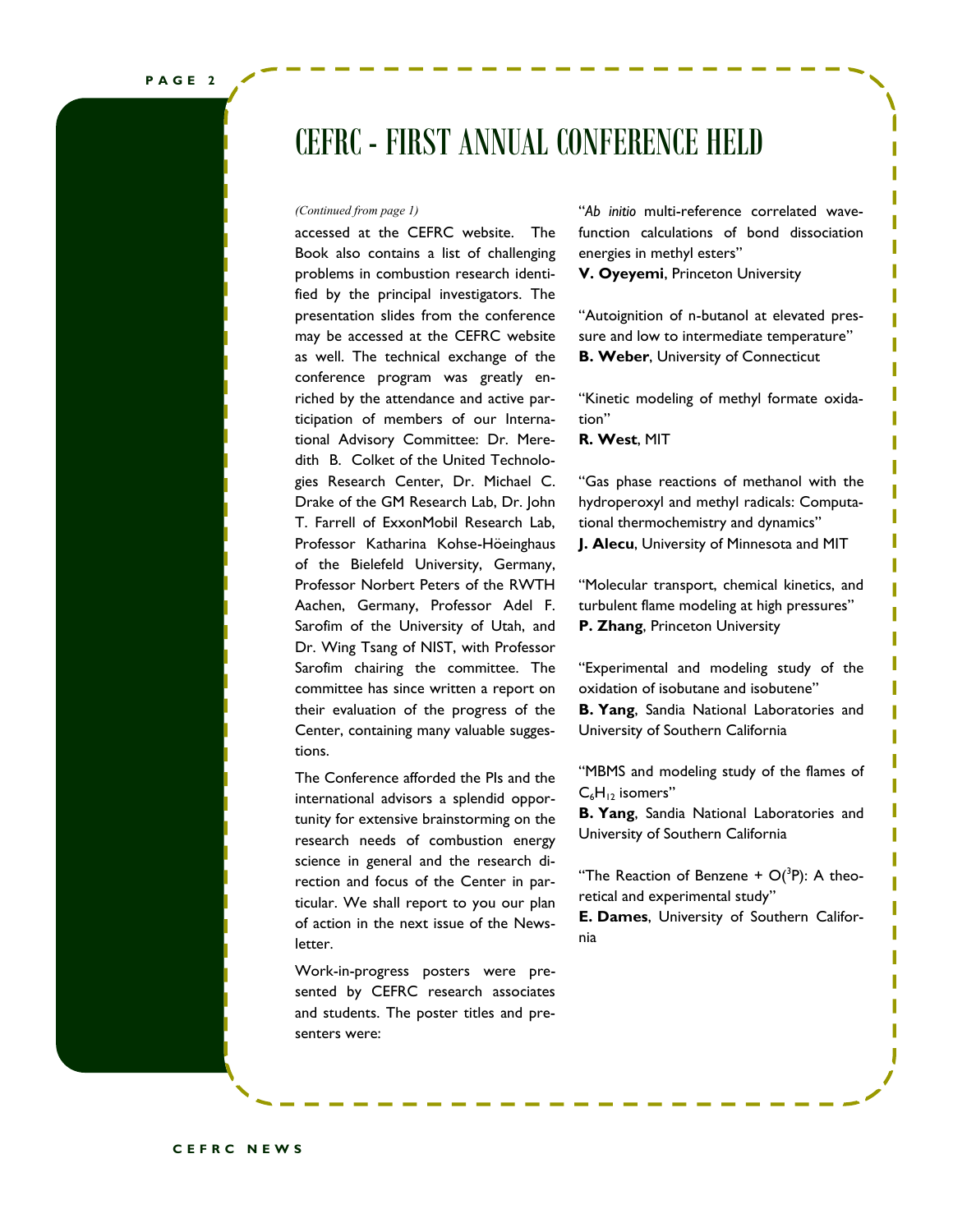# CEFRC - FIRST ANNUAL CONFERENCE HELD

*(Continued from page 1)*

accessed at the CEFRC website. The Book also contains a list of challenging problems in combustion research identified by the principal investigators. The presentation slides from the conference may be accessed at the CEFRC website as well. The technical exchange of the conference program was greatly enriched by the attendance and active participation of members of our International Advisory Committee: Dr. Meredith B. Colket of the United Technologies Research Center, Dr. Michael C. Drake of the GM Research Lab, Dr. John T. Farrell of ExxonMobil Research Lab, Professor Katharina Kohse-Höeinghaus of the Bielefeld University, Germany, Professor Norbert Peters of the RWTH Aachen, Germany, Professor Adel F. Sarofim of the University of Utah, and Dr. Wing Tsang of NIST, with Professor Sarofim chairing the committee. The committee has since written a report on their evaluation of the progress of the Center, containing many valuable suggestions.

The Conference afforded the PIs and the international advisors a splendid opportunity for extensive brainstorming on the research needs of combustion energy science in general and the research direction and focus of the Center in particular. We shall report to you our plan of action in the next issue of the Newsletter.

Work-in-progress posters were presented by CEFRC research associates and students. The poster titles and presenters were:

"*Ab initio* multi-reference correlated wavefunction calculations of bond dissociation energies in methyl esters"
**V. Oyeyemi**, Princeton University

"Autoignition of n-butanol at elevated pressure and low to intermediate temperature"
**B. Weber**, University of Connecticut

"Kinetic modeling of methyl formate oxidation"
**R. West**, MIT

"Gas phase reactions of methanol with the hydroperoxyl and methyl radicals: Computational thermochemistry and dynamics"
**J. Alecu**, University of Minnesota and MIT

"Molecular transport, chemical kinetics, and turbulent flame modeling at high pressures"
**P. Zhang**, Princeton University

"Experimental and modeling study of the oxidation of isobutane and isobutene"
**B. Yang**, Sandia National Laboratories and University of Southern California

"MBMS and modeling study of the flames of $C_6H_{12}$ isomers"
**B. Yang**, Sandia National Laboratories and University of Southern California

"The Reaction of Benzene + $O(^3P)$: A theoretical and experimental study"
**E. Dames**, University of Southern California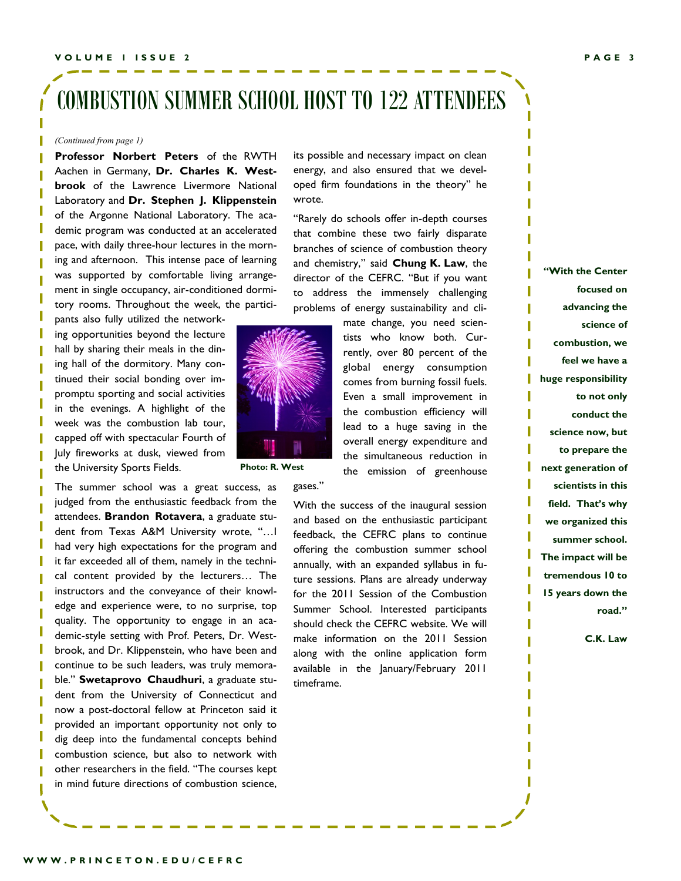# COMBUSTION SUMMER SCHOOL HOST TO 122 ATTENDEES

*(Continued from page 1)*

**Professor Norbert Peters** of the RWTH Aachen in Germany, **Dr. Charles K. Westbrook** of the Lawrence Livermore National Laboratory and **Dr. Stephen J. Klippenstein** of the Argonne National Laboratory. The academic program was conducted at an accelerated pace, with daily three-hour lectures in the morning and afternoon. This intense pace of learning was supported by comfortable living arrangement in single occupancy, air-conditioned dormitory rooms. Throughout the week, the participants also fully utilized the networking opportunities beyond the lecture hall by sharing their meals in the dining hall of the dormitory. Many continued their social bonding over impromptu sporting and social activities in the evenings. A highlight of the week was the combustion lab tour, capped off with spectacular Fourth of July fireworks at dusk, viewed from the University Sports Fields.

Photo: R. West

The summer school was a great success, as judged from the enthusiastic feedback from the attendees. **Brandon Rotavera**, a graduate student from Texas A&M University wrote, "…I had very high expectations for the program and it far exceeded all of them, namely in the technical content provided by the lecturers… The instructors and the conveyance of their knowledge and experience were, to no surprise, top quality. The opportunity to engage in an academic-style setting with Prof. Peters, Dr. Westbrook, and Dr. Klippenstein, who have been and continue to be such leaders, was truly memorable." **Swetaprovo Chaudhuri**, a graduate student from the University of Connecticut and now a post-doctoral fellow at Princeton said it provided an important opportunity not only to dig deep into the fundamental concepts behind combustion science, but also to network with other researchers in the field. "The courses kept in mind future directions of combustion science, its possible and necessary impact on clean energy, and also ensured that we developed firm foundations in the theory" he wrote.

"Rarely do schools offer in-depth courses that combine these two fairly disparate branches of science of combustion theory and chemistry," said **Chung K. Law**, the director of the CEFRC. "But if you want to address the immensely challenging problems of energy sustainability and climate change, you need scientists who know both. Currently, over 80 percent of the global energy consumption comes from burning fossil fuels. Even a small improvement in the combustion efficiency will lead to a huge saving in the overall energy expenditure and the simultaneous reduction in the emission of greenhouse gases."

With the success of the inaugural session and based on the enthusiastic participant feedback, the CEFRC plans to continue offering the combustion summer school annually, with an expanded syllabus in future sessions. Plans are already underway for the 2011 Session of the Combustion Summer School. Interested participants should check the CEFRC website. We will make information on the 2011 Session along with the online application form available in the January/February 2011 timeframe.

**"With the Center focused on advancing the science of combustion, we feel we have a huge responsibility to not only conduct the science now, but to prepare the next generation of scientists in this field. That's why we organized this summer school. The impact will be tremendous 10 to 15 years down the road."**

**C.K. Law**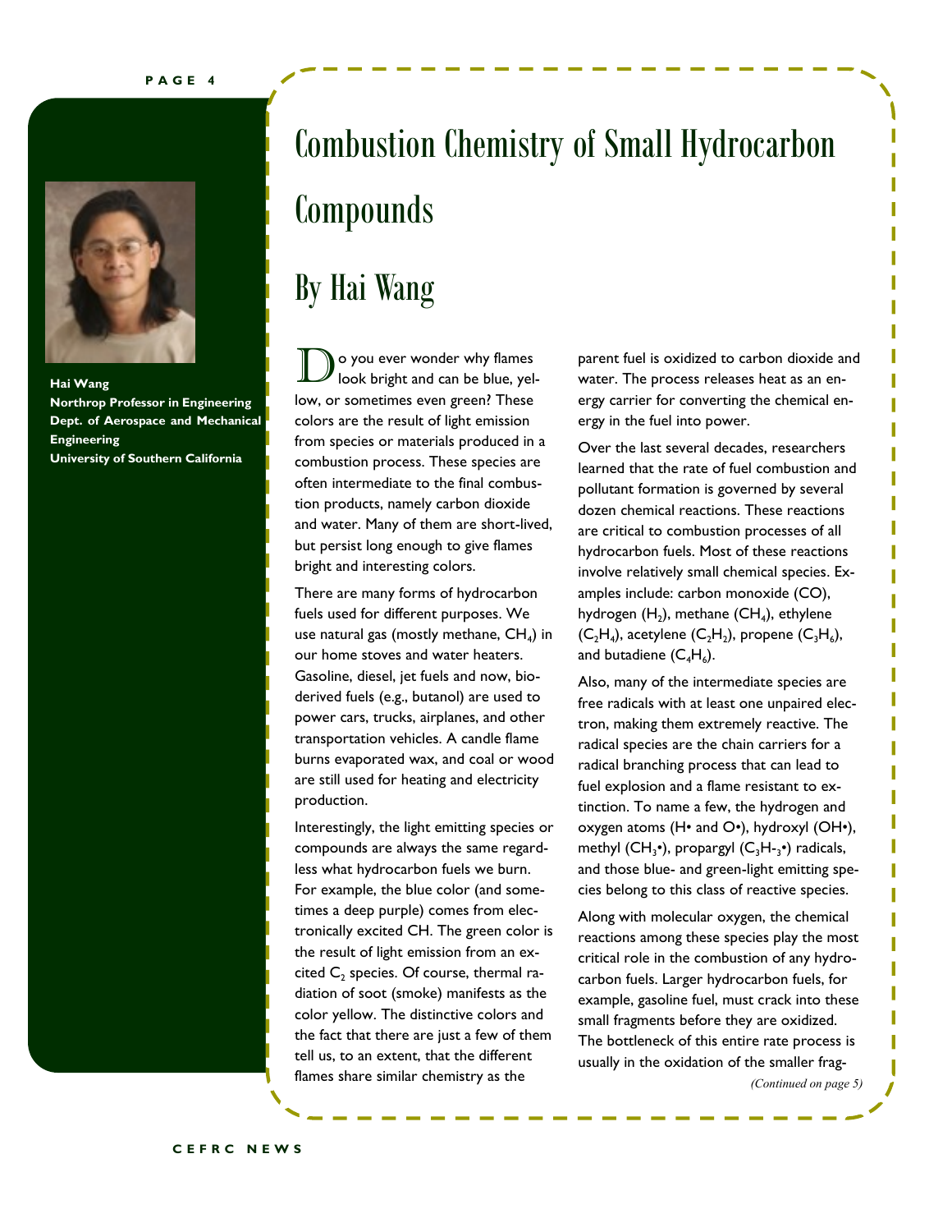# Combustion Chemistry of Small Hydrocarbon Compounds

## By Hai Wang

**Hai Wang**
**Northrop Professor in Engineering**
**Dept. of Aerospace and Mechanical Engineering**
**University of Southern California**

Do you ever wonder why flames look bright and can be blue, yellow, or sometimes even green? These colors are the result of light emission from species or materials produced in a combustion process. These species are often intermediate to the final combustion products, namely carbon dioxide and water. Many of them are short-lived, but persist long enough to give flames bright and interesting colors.

There are many forms of hydrocarbon fuels used for different purposes. We use natural gas (mostly methane, $CH_4$) in our home stoves and water heaters. Gasoline, diesel, jet fuels and now, bio-derived fuels (e.g., butanol) are used to power cars, trucks, airplanes, and other transportation vehicles. A candle flame burns evaporated wax, and coal or wood are still used for heating and electricity production.

Interestingly, the light emitting species or compounds are always the same regardless what hydrocarbon fuels we burn. For example, the blue color (and sometimes a deep purple) comes from electronically excited CH. The green color is the result of light emission from an excited $C_2$ species. Of course, thermal radiation of soot (smoke) manifests as the color yellow. The distinctive colors and the fact that there are just a few of them tell us, to an extent, that the different flames share similar chemistry as the parent fuel is oxidized to carbon dioxide and water. The process releases heat as an energy carrier for converting the chemical energy in the fuel into power.

Over the last several decades, researchers learned that the rate of fuel combustion and pollutant formation is governed by several dozen chemical reactions. These reactions are critical to combustion processes of all hydrocarbon fuels. Most of these reactions involve relatively small chemical species. Examples include: carbon monoxide (CO), hydrogen ($H_2$), methane ($CH_4$), ethylene ($C_2H_4$), acetylene ($C_2H_2$), propene ($C_3H_6$), and butadiene ($C_4H_6$).

Also, many of the intermediate species are free radicals with at least one unpaired electron, making them extremely reactive. The radical species are the chain carriers for a radical branching process that can lead to fuel explosion and a flame resistant to extinction. To name a few, the hydrogen and oxygen atoms (H• and O•), hydroxyl (OH•), methyl ($CH_3$•), propargyl ($C_3H_3$•) radicals, and those blue- and green-light emitting species belong to this class of reactive species.

Along with molecular oxygen, the chemical reactions among these species play the most critical role in the combustion of any hydrocarbon fuels. Larger hydrocarbon fuels, for example, gasoline fuel, must crack into these small fragments before they are oxidized. The bottleneck of this entire rate process is usually in the oxidation of the smaller frag-

*(Continued on page 5)*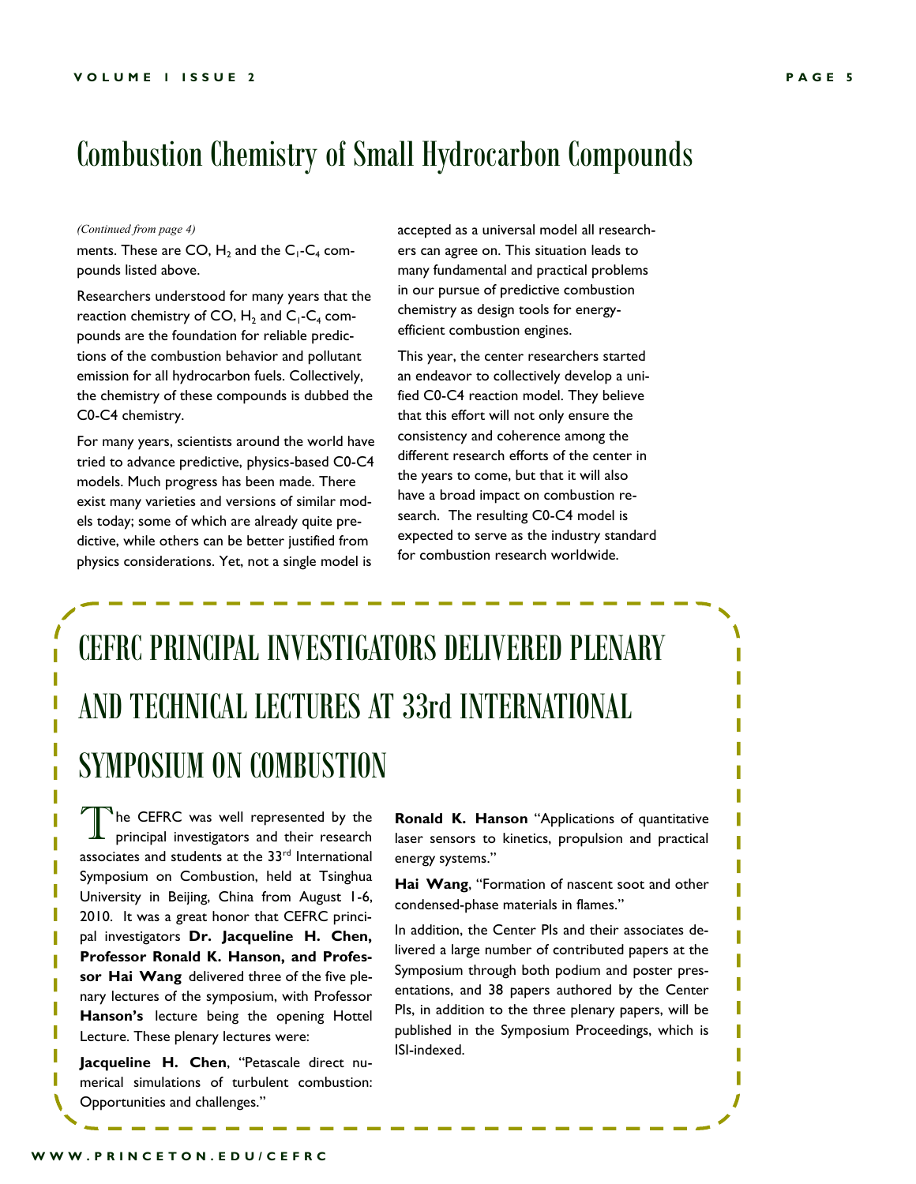# Combustion Chemistry of Small Hydrocarbon Compounds

*(Continued from page 4)*

ments. These are CO, $H_2$ and the $C_1$-$C_4$ compounds listed above.

Researchers understood for many years that the reaction chemistry of CO, $H_2$ and $C_1$-$C_4$ compounds are the foundation for reliable predictions of the combustion behavior and pollutant emission for all hydrocarbon fuels. Collectively, the chemistry of these compounds is dubbed the C0-C4 chemistry.

For many years, scientists around the world have tried to advance predictive, physics-based C0-C4 models. Much progress has been made. There exist many varieties and versions of similar models today; some of which are already quite predictive, while others can be better justified from physics considerations. Yet, not a single model is accepted as a universal model all researchers can agree on. This situation leads to many fundamental and practical problems in our pursue of predictive combustion chemistry as design tools for energy-efficient combustion engines.

This year, the center researchers started an endeavor to collectively develop a unified C0-C4 reaction model. They believe that this effort will not only ensure the consistency and coherence among the different research efforts of the center in the years to come, but that it will also have a broad impact on combustion research. The resulting C0-C4 model is expected to serve as the industry standard for combustion research worldwide.

# CEFRC PRINCIPAL INVESTIGATORS DELIVERED PLENARY AND TECHNICAL LECTURES AT 33rd INTERNATIONAL SYMPOSIUM ON COMBUSTION

The CEFRC was well represented by the principal investigators and their research associates and students at the 33rd International Symposium on Combustion, held at Tsinghua University in Beijing, China from August 1-6, 2010. It was a great honor that CEFRC principal investigators **Dr. Jacqueline H. Chen, Professor Ronald K. Hanson, and Professor Hai Wang** delivered three of the five plenary lectures of the symposium, with Professor **Hanson's** lecture being the opening Hottel Lecture. These plenary lectures were:

**Jacqueline H. Chen**, "Petascale direct numerical simulations of turbulent combustion: Opportunities and challenges."

**Ronald K. Hanson** "Applications of quantitative laser sensors to kinetics, propulsion and practical energy systems."

**Hai Wang**, "Formation of nascent soot and other condensed-phase materials in flames."

In addition, the Center PIs and their associates delivered a large number of contributed papers at the Symposium through both podium and poster presentations, and 38 papers authored by the Center PIs, in addition to the three plenary papers, will be published in the Symposium Proceedings, which is ISI-indexed.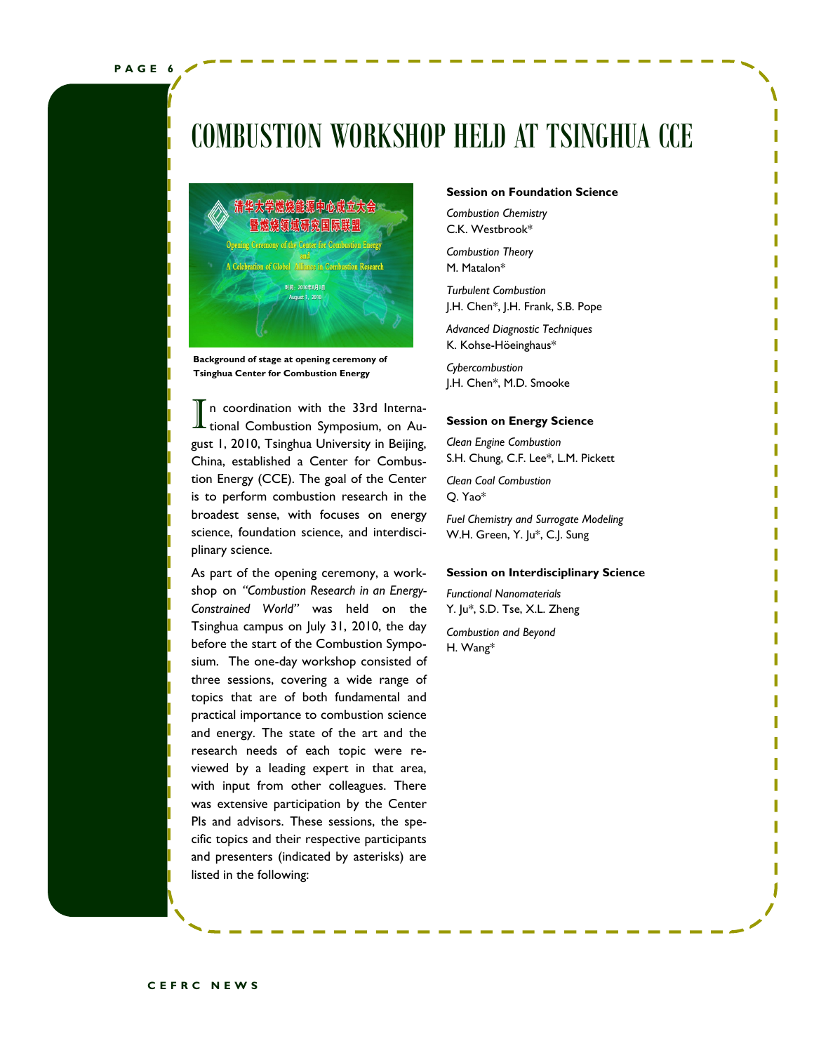# COMBUSTION WORKSHOP HELD AT TSINGHUA CCE

**Background of stage at opening ceremony of Tsinghua Center for Combustion Energy**

In coordination with the 33rd International Combustion Symposium, on August 1, 2010, Tsinghua University in Beijing, China, established a Center for Combustion Energy (CCE). The goal of the Center is to perform combustion research in the broadest sense, with focuses on energy science, foundation science, and interdisciplinary science.

As part of the opening ceremony, a workshop on *"Combustion Research in an Energy-Constrained World"* was held on the Tsinghua campus on July 31, 2010, the day before the start of the Combustion Symposium. The one-day workshop consisted of three sessions, covering a wide range of topics that are of both fundamental and practical importance to combustion science and energy. The state of the art and the research needs of each topic were reviewed by a leading expert in that area, with input from other colleagues. There was extensive participation by the Center PIs and advisors. These sessions, the specific topics and their respective participants and presenters (indicated by asterisks) are listed in the following:

**Session on Foundation Science**

*Combustion Chemistry*
C.K. Westbrook*

*Combustion Theory*
M. Matalon*

*Turbulent Combustion*
J.H. Chen*, J.H. Frank, S.B. Pope

*Advanced Diagnostic Techniques*
K. Kohse-Höeinghaus*

*Cybercombustion*
J.H. Chen*, M.D. Smooke

**Session on Energy Science**

*Clean Engine Combustion*
S.H. Chung, C.F. Lee*, L.M. Pickett

*Clean Coal Combustion*
Q. Yao*

*Fuel Chemistry and Surrogate Modeling*
W.H. Green, Y. Ju*, C.J. Sung

**Session on Interdisciplinary Science**

*Functional Nanomaterials*
Y. Ju*, S.D. Tse, X.L. Zheng

*Combustion and Beyond*
H. Wang*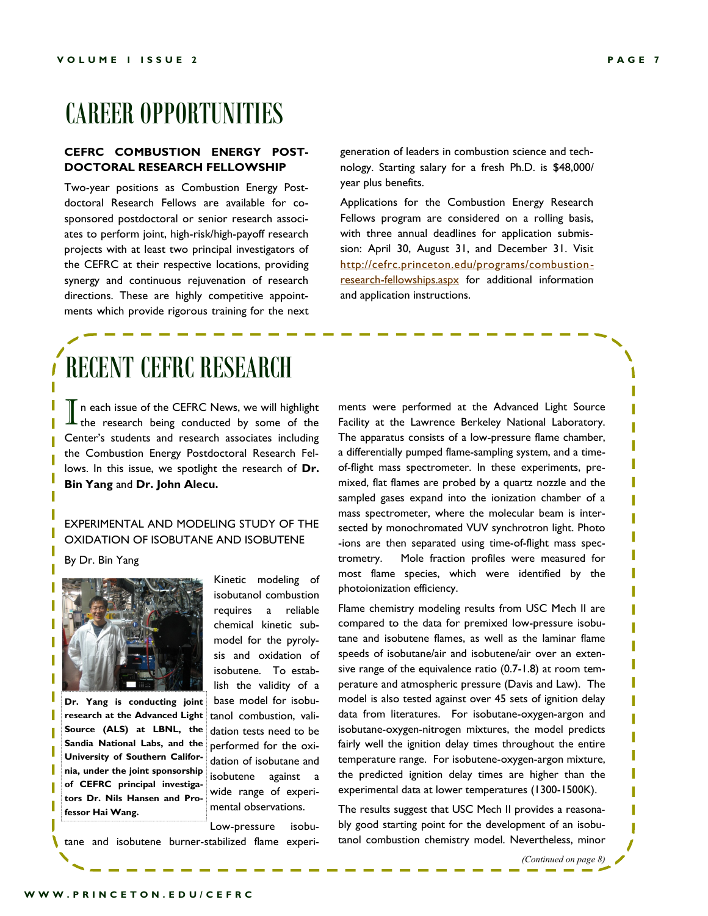# CAREER OPPORTUNITIES

### CEFRC COMBUSTION ENERGY POST-DOCTORAL RESEARCH FELLOWSHIP

Two-year positions as Combustion Energy Post-doctoral Research Fellows are available for co-sponsored postdoctoral or senior research associates to perform joint, high-risk/high-payoff research projects with at least two principal investigators of the CEFRC at their respective locations, providing synergy and continuous rejuvenation of research directions. These are highly competitive appointments which provide rigorous training for the next generation of leaders in combustion science and technology. Starting salary for a fresh Ph.D. is $48,000/year plus benefits.

Applications for the Combustion Energy Research Fellows program are considered on a rolling basis, with three annual deadlines for application submission: April 30, August 31, and December 31. Visit [http://cefrc.princeton.edu/programs/combustion-research-fellowships.aspx](http://cefrc.princeton.edu/programs/combustion-research-fellowships.aspx) for additional information and application instructions.

# RECENT CEFRC RESEARCH

In each issue of the CEFRC News, we will highlight the research being conducted by some of the Center's students and research associates including the Combustion Energy Postdoctoral Research Fellows. In this issue, we spotlight the research of **Dr. Bin Yang** and **Dr. John Alecu.**

### EXPERIMENTAL AND MODELING STUDY OF THE OXIDATION OF ISOBUTANE AND ISOBUTENE

By Dr. Bin Yang

**Dr. Yang is conducting joint research at the Advanced Light Source (ALS) at LBNL, the Sandia National Labs, and the University of Southern California, under the joint sponsorship of CEFRC principal investigators Dr. Nils Hansen and Professor Hai Wang.**

Kinetic modeling of isobutanol combustion requires a reliable chemical kinetic submodel for the pyrolysis and oxidation of isobutene. To establish the validity of a base model for isobutanol combustion, validation tests need to be performed for the oxidation of isobutane and isobutene against a wide range of experimental observations.

Low-pressure isobutane and isobutene burner-stabilized flame experiments were performed at the Advanced Light Source Facility at the Lawrence Berkeley National Laboratory. The apparatus consists of a low-pressure flame chamber, a differentially pumped flame-sampling system, and a time-of-flight mass spectrometer. In these experiments, premixed, flat flames are probed by a quartz nozzle and the sampled gases expand into the ionization chamber of a mass spectrometer, where the molecular beam is intersected by monochromated VUV synchrotron light. Photo-ions are then separated using time-of-flight mass spectrometry. Mole fraction profiles were measured for most flame species, which were identified by the photoionization efficiency.

Flame chemistry modeling results from USC Mech II are compared to the data for premixed low-pressure isobutane and isobutene flames, as well as the laminar flame speeds of isobutane/air and isobutene/air over an extensive range of the equivalence ratio (0.7-1.8) at room temperature and atmospheric pressure (Davis and Law). The model is also tested against over 45 sets of ignition delay data from literatures. For isobutane-oxygen-argon and isobutane-oxygen-nitrogen mixtures, the model predicts fairly well the ignition delay times throughout the entire temperature range. For isobutene-oxygen-argon mixture, the predicted ignition delay times are higher than the experimental data at lower temperatures (1300-1500K).

The results suggest that USC Mech II provides a reasonably good starting point for the development of an isobutanol combustion chemistry model. Nevertheless, minor

*(Continued on page 8)*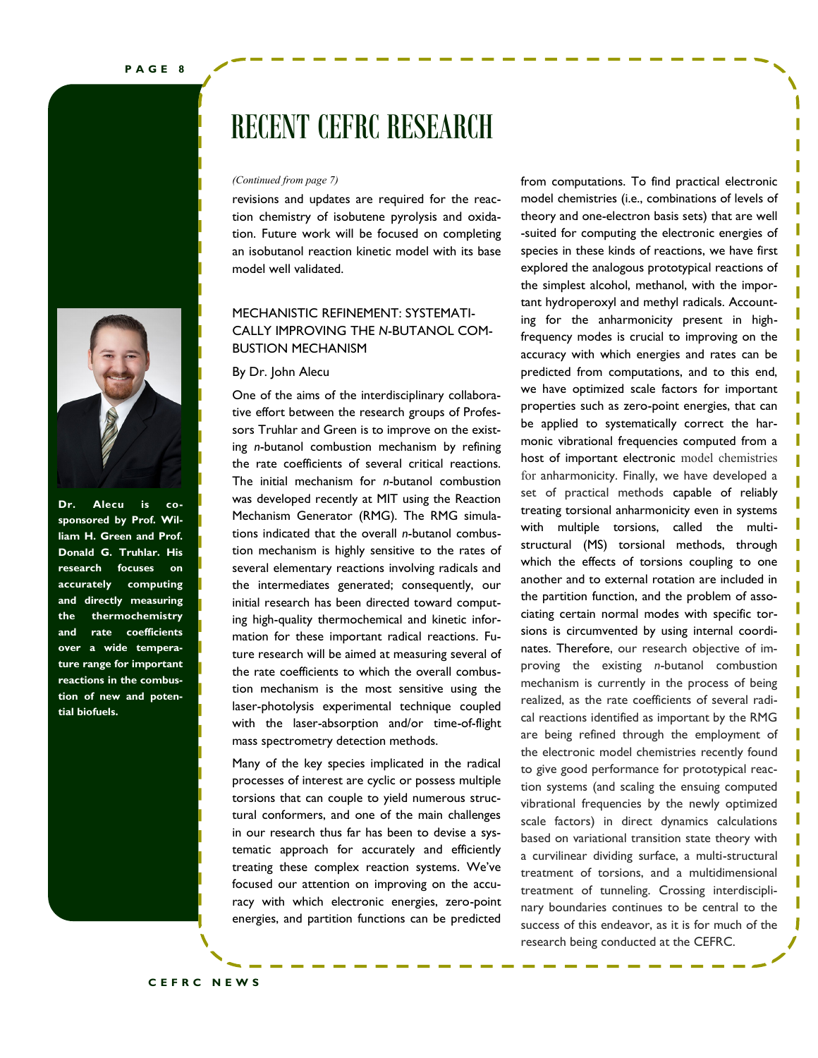# RECENT CEFRC RESEARCH

*(Continued from page 7)*

revisions and updates are required for the reaction chemistry of isobutene pyrolysis and oxidation. Future work will be focused on completing an isobutanol reaction kinetic model with its base model well validated.

## MECHANISTIC REFINEMENT: SYSTEMATICALLY IMPROVING THE *N*-BUTANOL COMBUSTION MECHANISM

By Dr. John Alecu

**Dr. Alecu is co-sponsored by Prof. William H. Green and Prof. Donald G. Truhlar. His research focuses on accurately computing and directly measuring the thermochemistry and rate coefficients over a wide temperature range for important reactions in the combustion of new and potential biofuels.**

One of the aims of the interdisciplinary collaborative effort between the research groups of Professors Truhlar and Green is to improve on the existing *n*-butanol combustion mechanism by refining the rate coefficients of several critical reactions. The initial mechanism for *n*-butanol combustion was developed recently at MIT using the Reaction Mechanism Generator (RMG). The RMG simulations indicated that the overall *n*-butanol combustion mechanism is highly sensitive to the rates of several elementary reactions involving radicals and the intermediates generated; consequently, our initial research has been directed toward computing high-quality thermochemical and kinetic information for these important radical reactions. Future research will be aimed at measuring several of the rate coefficients to which the overall combustion mechanism is the most sensitive using the laser-photolysis experimental technique coupled with the laser-absorption and/or time-of-flight mass spectrometry detection methods.

Many of the key species implicated in the radical processes of interest are cyclic or possess multiple torsions that can couple to yield numerous structural conformers, and one of the main challenges in our research thus far has been to devise a systematic approach for accurately and efficiently treating these complex reaction systems. We've focused our attention on improving on the accuracy with which electronic energies, zero-point energies, and partition functions can be predicted from computations. To find practical electronic model chemistries (i.e., combinations of levels of theory and one-electron basis sets) that are well-suited for computing the electronic energies of species in these kinds of reactions, we have first explored the analogous prototypical reactions of the simplest alcohol, methanol, with the important hydroperoxyl and methyl radicals. Accounting for the anharmonicity present in high-frequency modes is crucial to improving on the accuracy with which energies and rates can be predicted from computations, and to this end, we have optimized scale factors for important properties such as zero-point energies, that can be applied to systematically correct the harmonic vibrational frequencies computed from a host of important electronic model chemistries for anharmonicity. Finally, we have developed a set of practical methods capable of reliably treating torsional anharmonicity even in systems with multiple torsions, called the multi-structural (MS) torsional methods, through which the effects of torsions coupling to one another and to external rotation are included in the partition function, and the problem of associating certain normal modes with specific torsions is circumvented by using internal coordinates. Therefore, our research objective of improving the existing *n*-butanol combustion mechanism is currently in the process of being realized, as the rate coefficients of several radical reactions identified as important by the RMG are being refined through the employment of the electronic model chemistries recently found to give good performance for prototypical reaction systems (and scaling the ensuing computed vibrational frequencies by the newly optimized scale factors) in direct dynamics calculations based on variational transition state theory with a curvilinear dividing surface, a multi-structural treatment of torsions, and a multidimensional treatment of tunneling. Crossing interdisciplinary boundaries continues to be central to the success of this endeavor, as it is for much of the research being conducted at the CEFRC.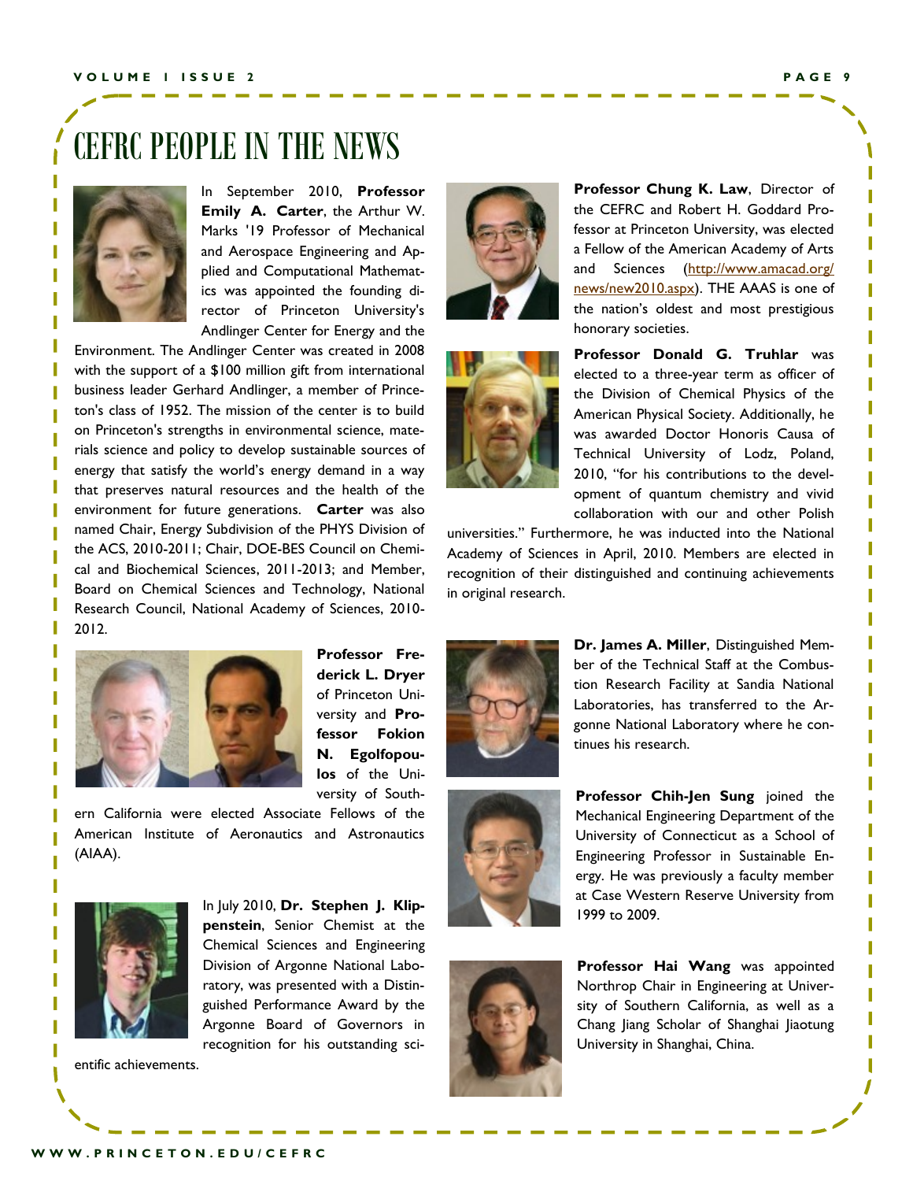# CEFRC PEOPLE IN THE NEWS

In September 2010, **Professor Emily A. Carter**, the Arthur W. Marks '19 Professor of Mechanical and Aerospace Engineering and Applied and Computational Mathematics was appointed the founding director of Princeton University's Andlinger Center for Energy and the Environment. The Andlinger Center was created in 2008 with the support of a $100 million gift from international business leader Gerhard Andlinger, a member of Princeton's class of 1952. The mission of the center is to build on Princeton's strengths in environmental science, materials science and policy to develop sustainable sources of energy that satisfy the world's energy demand in a way that preserves natural resources and the health of the environment for future generations. **Carter** was also named Chair, Energy Subdivision of the PHYS Division of the ACS, 2010-2011; Chair, DOE-BES Council on Chemical and Biochemical Sciences, 2011-2013; and Member, Board on Chemical Sciences and Technology, National Research Council, National Academy of Sciences, 2010-2012.

**Professor Frederick L. Dryer** of Princeton University and **Professor Fokion N. Egolfopoulos** of the University of Southern California were elected Associate Fellows of the American Institute of Aeronautics and Astronautics (AIAA).

In July 2010, **Dr. Stephen J. Klippenstein**, Senior Chemist at the Chemical Sciences and Engineering Division of Argonne National Laboratory, was presented with a Distinguished Performance Award by the Argonne Board of Governors in recognition for his outstanding scientific achievements.

**Professor Chung K. Law**, Director of the CEFRC and Robert H. Goddard Professor at Princeton University, was elected a Fellow of the American Academy of Arts and Sciences (http://www.amacad.org/news/new2010.aspx). THE AAAS is one of the nation's oldest and most prestigious honorary societies.

**Professor Donald G. Truhlar** was elected to a three-year term as officer of the Division of Chemical Physics of the American Physical Society. Additionally, he was awarded Doctor Honoris Causa of Technical University of Lodz, Poland, 2010, "for his contributions to the development of quantum chemistry and vivid collaboration with our and other Polish universities." Furthermore, he was inducted into the National Academy of Sciences in April, 2010. Members are elected in recognition of their distinguished and continuing achievements in original research.

**Dr. James A. Miller**, Distinguished Member of the Technical Staff at the Combustion Research Facility at Sandia National Laboratories, has transferred to the Argonne National Laboratory where he continues his research.

**Professor Chih-Jen Sung** joined the Mechanical Engineering Department of the University of Connecticut as a School of Engineering Professor in Sustainable Energy. He was previously a faculty member at Case Western Reserve University from 1999 to 2009.

**Professor Hai Wang** was appointed Northrop Chair in Engineering at University of Southern California, as well as a Chang Jiang Scholar of Shanghai Jiaotung University in Shanghai, China.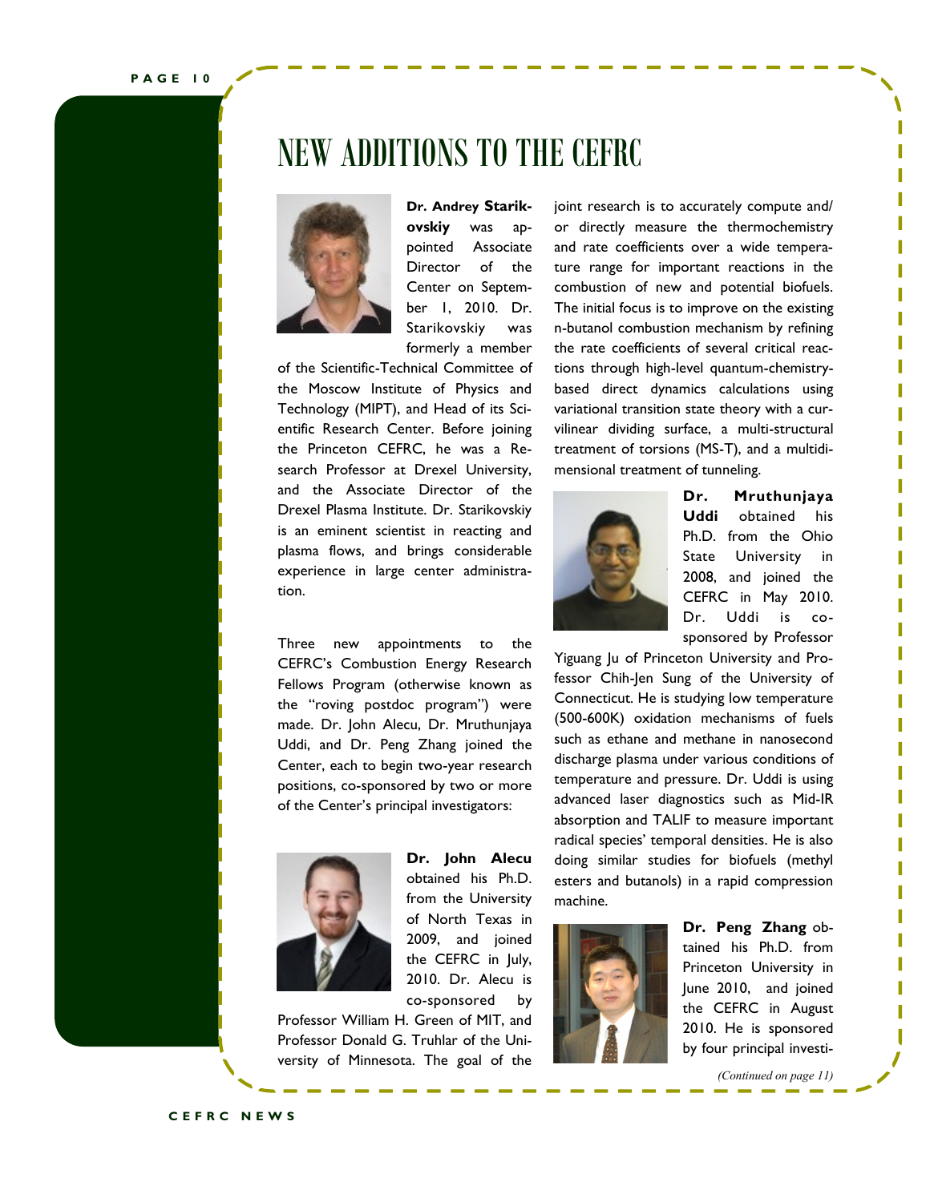# NEW ADDITIONS TO THE CEFRC

**Dr. Andrey Starikovskiy** was appointed Associate Director of the Center on September 1, 2010. Dr. Starikovskiy was formerly a member of the Scientific-Technical Committee of the Moscow Institute of Physics and Technology (MIPT), and Head of its Scientific Research Center. Before joining the Princeton CEFRC, he was a Research Professor at Drexel University, and the Associate Director of the Drexel Plasma Institute. Dr. Starikovskiy is an eminent scientist in reacting and plasma flows, and brings considerable experience in large center administration.

Three new appointments to the CEFRC's Combustion Energy Research Fellows Program (otherwise known as the "roving postdoc program") were made. Dr. John Alecu, Dr. Mruthunjaya Uddi, and Dr. Peng Zhang joined the Center, each to begin two-year research positions, co-sponsored by two or more of the Center's principal investigators:

**Dr. John Alecu** obtained his Ph.D. from the University of North Texas in 2009, and joined the CEFRC in July, 2010. Dr. Alecu is co-sponsored by Professor William H. Green of MIT, and Professor Donald G. Truhlar of the University of Minnesota. The goal of the joint research is to accurately compute and/or directly measure the thermochemistry and rate coefficients over a wide temperature range for important reactions in the combustion of new and potential biofuels. The initial focus is to improve on the existing n-butanol combustion mechanism by refining the rate coefficients of several critical reactions through high-level quantum-chemistry-based direct dynamics calculations using variational transition state theory with a curvilinear dividing surface, a multi-structural treatment of torsions (MS-T), and a multidimensional treatment of tunneling.

**Dr. Mruthunjaya Uddi** obtained his Ph.D. from the Ohio State University in 2008, and joined the CEFRC in May 2010. Dr. Uddi is co-sponsored by Professor Yiguang Ju of Princeton University and Professor Chih-Jen Sung of the University of Connecticut. He is studying low temperature (500-600K) oxidation mechanisms of fuels such as ethane and methane in nanosecond discharge plasma under various conditions of temperature and pressure. Dr. Uddi is using advanced laser diagnostics such as Mid-IR absorption and TALIF to measure important radical species' temporal densities. He is also doing similar studies for biofuels (methyl esters and butanols) in a rapid compression machine.

**Dr. Peng Zhang** obtained his Ph.D. from Princeton University in June 2010, and joined the CEFRC in August 2010. He is sponsored by four principal investi-

*(Continued on page 11)*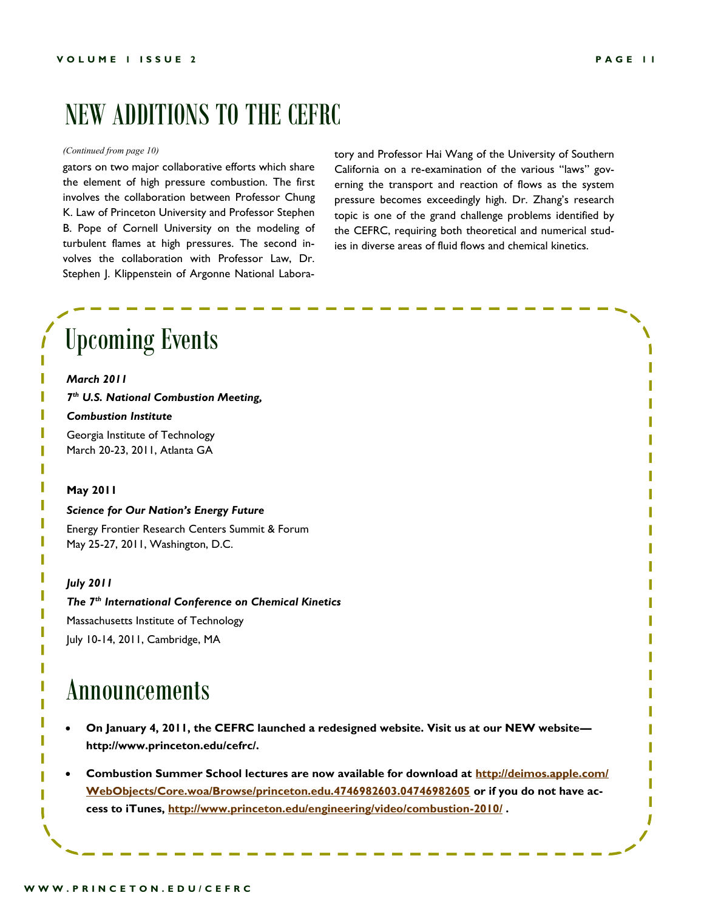# NEW ADDITIONS TO THE CEFRC

*(Continued from page 10)*

gators on two major collaborative efforts which share the element of high pressure combustion. The first involves the collaboration between Professor Chung K. Law of Princeton University and Professor Stephen B. Pope of Cornell University on the modeling of turbulent flames at high pressures. The second involves the collaboration with Professor Law, Dr. Stephen J. Klippenstein of Argonne National Laboratory and Professor Hai Wang of the University of Southern California on a re-examination of the various "laws" governing the transport and reaction of flows as the system pressure becomes exceedingly high. Dr. Zhang's research topic is one of the grand challenge problems identified by the CEFRC, requiring both theoretical and numerical studies in diverse areas of fluid flows and chemical kinetics.

# Upcoming Events

***March 2011***

***7th U.S. National Combustion Meeting,***

***Combustion Institute***

Georgia Institute of Technology
March 20-23, 2011, Atlanta GA

**May 2011**

***Science for Our Nation's Energy Future***

Energy Frontier Research Centers Summit & Forum
May 25-27, 2011, Washington, D.C.

***July 2011***

***The 7th International Conference on Chemical Kinetics***

Massachusetts Institute of Technology
July 10-14, 2011, Cambridge, MA

# Announcements

- **On January 4, 2011, the CEFRC launched a redesigned website. Visit us at our NEW website—http://www.princeton.edu/cefrc/.**
- **Combustion Summer School lectures are now available for download at http://deimos.apple.com/WebObjects/Core.woa/Browse/princeton.edu.4746982603.04746982605 or if you do not have access to iTunes, http://www.princeton.edu/engineering/video/combustion-2010/ .**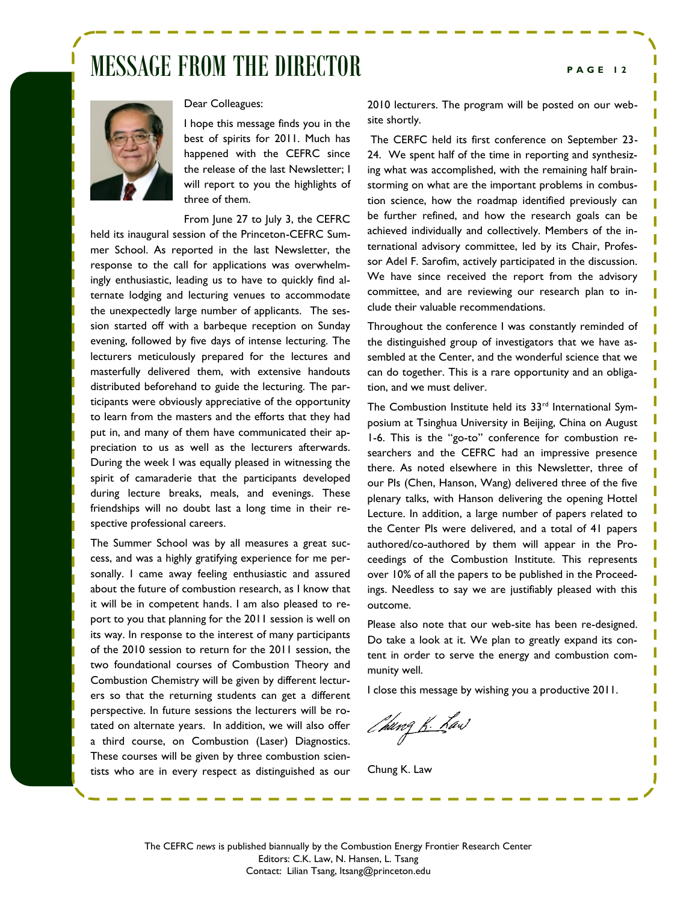# MESSAGE FROM THE DIRECTOR

Dear Colleagues:

I hope this message finds you in the best of spirits for 2011. Much has happened with the CEFRC since the release of the last Newsletter; I will report to you the highlights of three of them.

From June 27 to July 3, the CEFRC held its inaugural session of the Princeton-CEFRC Summer School. As reported in the last Newsletter, the response to the call for applications was overwhelmingly enthusiastic, leading us to have to quickly find alternate lodging and lecturing venues to accommodate the unexpectedly large number of applicants. The session started off with a barbeque reception on Sunday evening, followed by five days of intense lecturing. The lecturers meticulously prepared for the lectures and masterfully delivered them, with extensive handouts distributed beforehand to guide the lecturing. The participants were obviously appreciative of the opportunity to learn from the masters and the efforts that they had put in, and many of them have communicated their appreciation to us as well as the lecturers afterwards. During the week I was equally pleased in witnessing the spirit of camaraderie that the participants developed during lecture breaks, meals, and evenings. These friendships will no doubt last a long time in their respective professional careers.

The Summer School was by all measures a great success, and was a highly gratifying experience for me personally. I came away feeling enthusiastic and assured about the future of combustion research, as I know that it will be in competent hands. I am also pleased to report to you that planning for the 2011 session is well on its way. In response to the interest of many participants of the 2010 session to return for the 2011 session, the two foundational courses of Combustion Theory and Combustion Chemistry will be given by different lecturers so that the returning students can get a different perspective. In future sessions the lecturers will be rotated on alternate years. In addition, we will also offer a third course, on Combustion (Laser) Diagnostics. These courses will be given by three combustion scientists who are in every respect as distinguished as our 2010 lecturers. The program will be posted on our website shortly.

The CERFC held its first conference on September 23-24. We spent half of the time in reporting and synthesizing what was accomplished, with the remaining half brainstorming on what are the important problems in combustion science, how the roadmap identified previously can be further refined, and how the research goals can be achieved individually and collectively. Members of the international advisory committee, led by its Chair, Professor Adel F. Sarofim, actively participated in the discussion. We have since received the report from the advisory committee, and are reviewing our research plan to include their valuable recommendations.

Throughout the conference I was constantly reminded of the distinguished group of investigators that we have assembled at the Center, and the wonderful science that we can do together. This is a rare opportunity and an obligation, and we must deliver.

The Combustion Institute held its 33rd International Symposium at Tsinghua University in Beijing, China on August 1-6. This is the "go-to" conference for combustion researchers and the CEFRC had an impressive presence there. As noted elsewhere in this Newsletter, three of our PIs (Chen, Hanson, Wang) delivered three of the five plenary talks, with Hanson delivering the opening Hottel Lecture. In addition, a large number of papers related to the Center PIs were delivered, and a total of 41 papers authored/co-authored by them will appear in the Proceedings of the Combustion Institute. This represents over 10% of all the papers to be published in the Proceedings. Needless to say we are justifiably pleased with this outcome.

Please also note that our web-site has been re-designed. Do take a look at it. We plan to greatly expand its content in order to serve the energy and combustion community well.

I close this message by wishing you a productive 2011.

*Chung K. Law*

Chung K. Law

The CEFRC *news* is published biannually by the Combustion Energy Frontier Research Center
Editors: C.K. Law, N. Hansen, L. Tsang
Contact: Lilian Tsang, ltsang@princeton.edu